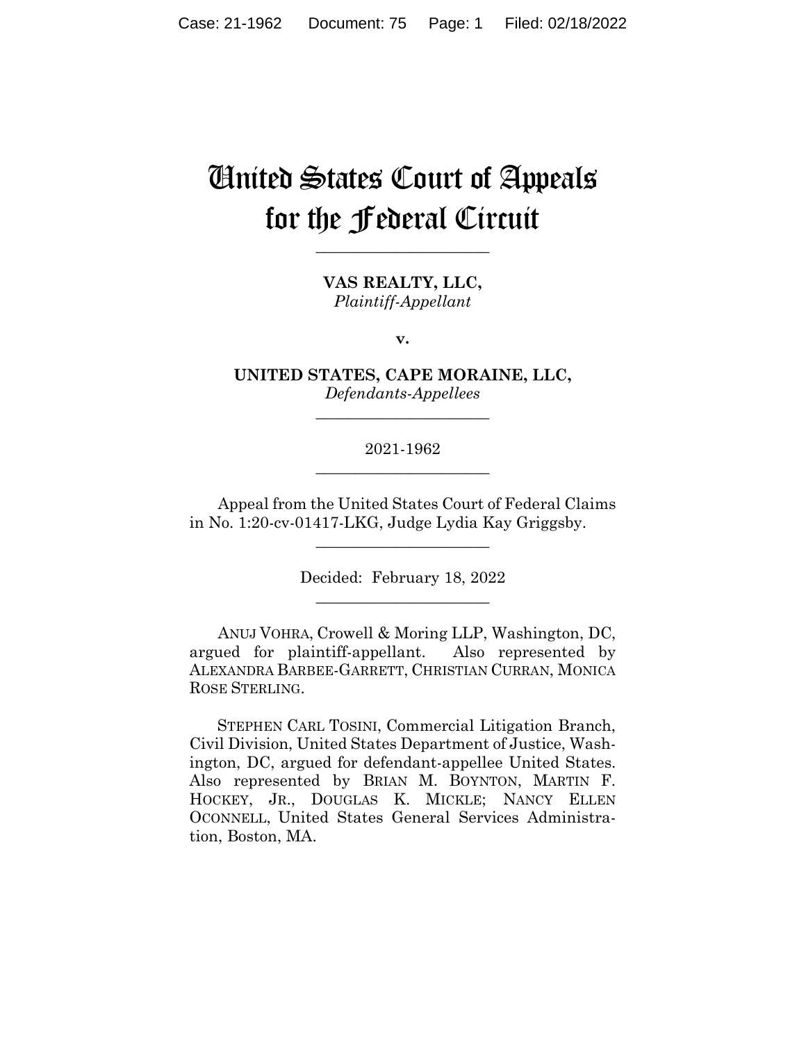# United States Court of Appeals for the Federal Circuit

______________________

**VAS REALTY, LLC,**
*Plaintiff-Appellant*

**v.**

**UNITED STATES, CAPE MORAINE, LLC,**
*Defendants-Appellees*

______________________

2021-1962

______________________

Appeal from the United States Court of Federal Claims in No. 1:20-cv-01417-LKG, Judge Lydia Kay Griggsby.

______________________

Decided: February 18, 2022

______________________

ANUJ VOHRA, Crowell & Moring LLP, Washington, DC, argued for plaintiff-appellant. Also represented by ALEXANDRA BARBEE-GARRETT, CHRISTIAN CURRAN, MONICA ROSE STERLING.

STEPHEN CARL TOSINI, Commercial Litigation Branch, Civil Division, United States Department of Justice, Washington, DC, argued for defendant-appellee United States. Also represented by BRIAN M. BOYNTON, MARTIN F. HOCKEY, JR., DOUGLAS K. MICKLE; NANCY ELLEN OCONNELL, United States General Services Administration, Boston, MA.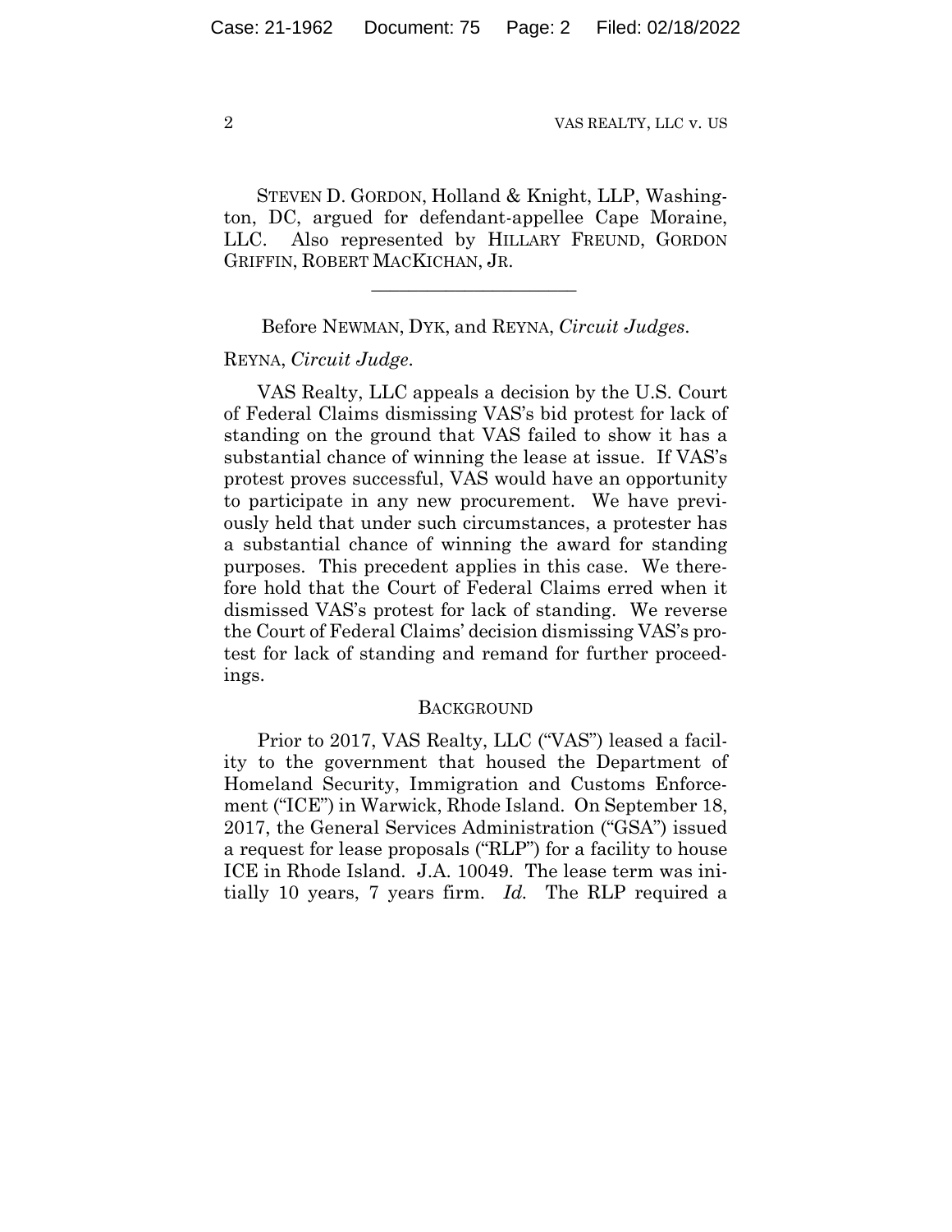STEVEN D. GORDON, Holland & Knight, LLP, Washington, DC, argued for defendant-appellee Cape Moraine, LLC. Also represented by HILLARY FREUND, GORDON GRIFFIN, ROBERT MACKICHAN, JR.

---

Before NEWMAN, DYK, and REYNA, *Circuit Judges*.

REYNA, *Circuit Judge*.

VAS Realty, LLC appeals a decision by the U.S. Court of Federal Claims dismissing VAS's bid protest for lack of standing on the ground that VAS failed to show it has a substantial chance of winning the lease at issue. If VAS's protest proves successful, VAS would have an opportunity to participate in any new procurement. We have previously held that under such circumstances, a protester has a substantial chance of winning the award for standing purposes. This precedent applies in this case. We therefore hold that the Court of Federal Claims erred when it dismissed VAS's protest for lack of standing. We reverse the Court of Federal Claims' decision dismissing VAS's protest for lack of standing and remand for further proceedings.

## BACKGROUND

Prior to 2017, VAS Realty, LLC ("VAS") leased a facility to the government that housed the Department of Homeland Security, Immigration and Customs Enforcement ("ICE") in Warwick, Rhode Island. On September 18, 2017, the General Services Administration ("GSA") issued a request for lease proposals ("RLP") for a facility to house ICE in Rhode Island. J.A. 10049. The lease term was initially 10 years, 7 years firm. *Id.* The RLP required a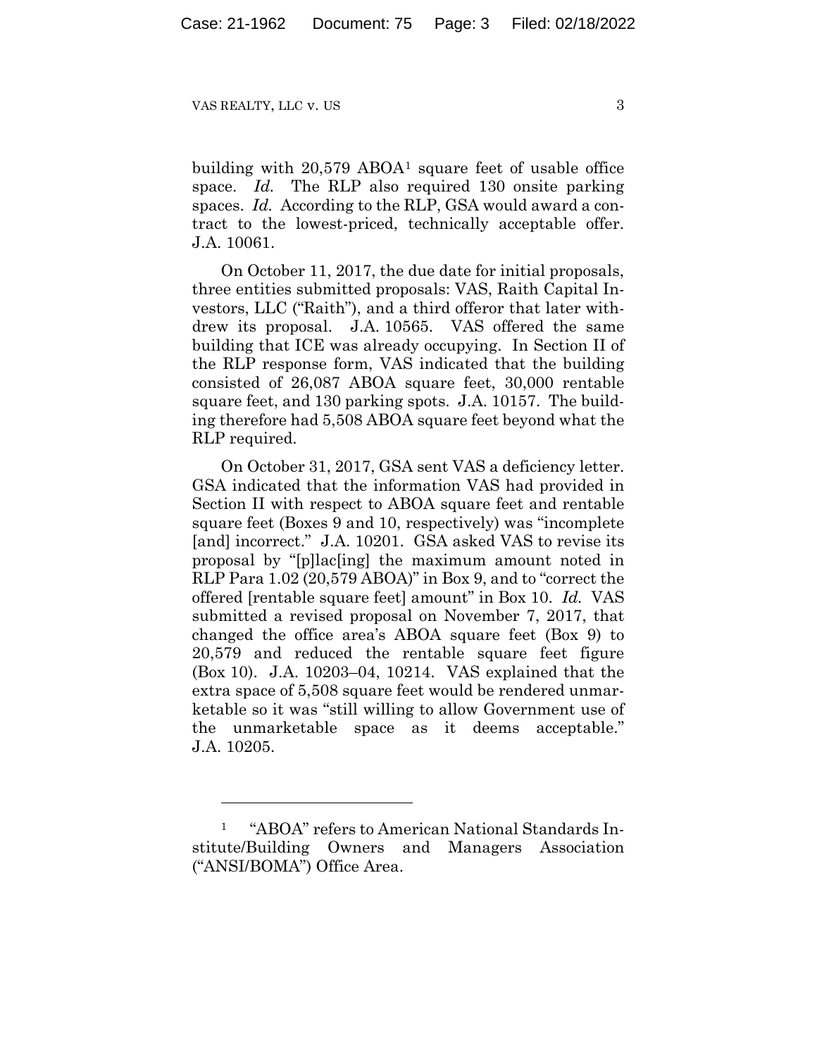building with 20,579 ABOA[1] square feet of usable office space. *Id.* The RLP also required 130 onsite parking spaces. *Id.* According to the RLP, GSA would award a contract to the lowest-priced, technically acceptable offer. J.A. 10061.

On October 11, 2017, the due date for initial proposals, three entities submitted proposals: VAS, Raith Capital Investors, LLC ("Raith"), and a third offeror that later withdrew its proposal. J.A. 10565. VAS offered the same building that ICE was already occupying. In Section II of the RLP response form, VAS indicated that the building consisted of 26,087 ABOA square feet, 30,000 rentable square feet, and 130 parking spots. J.A. 10157. The building therefore had 5,508 ABOA square feet beyond what the RLP required.

On October 31, 2017, GSA sent VAS a deficiency letter. GSA indicated that the information VAS had provided in Section II with respect to ABOA square feet and rentable square feet (Boxes 9 and 10, respectively) was "incomplete [and] incorrect." J.A. 10201. GSA asked VAS to revise its proposal by "[p]lac[ing] the maximum amount noted in RLP Para 1.02 (20,579 ABOA)" in Box 9, and to "correct the offered [rentable square feet] amount" in Box 10. *Id.* VAS submitted a revised proposal on November 7, 2017, that changed the office area's ABOA square feet (Box 9) to 20,579 and reduced the rentable square feet figure (Box 10). J.A. 10203–04, 10214. VAS explained that the extra space of 5,508 square feet would be rendered unmarketable so it was "still willing to allow Government use of the unmarketable space as it deems acceptable." J.A. 10205.

---

[1] "ABOA" refers to American National Standards Institute/Building Owners and Managers Association ("ANSI/BOMA") Office Area.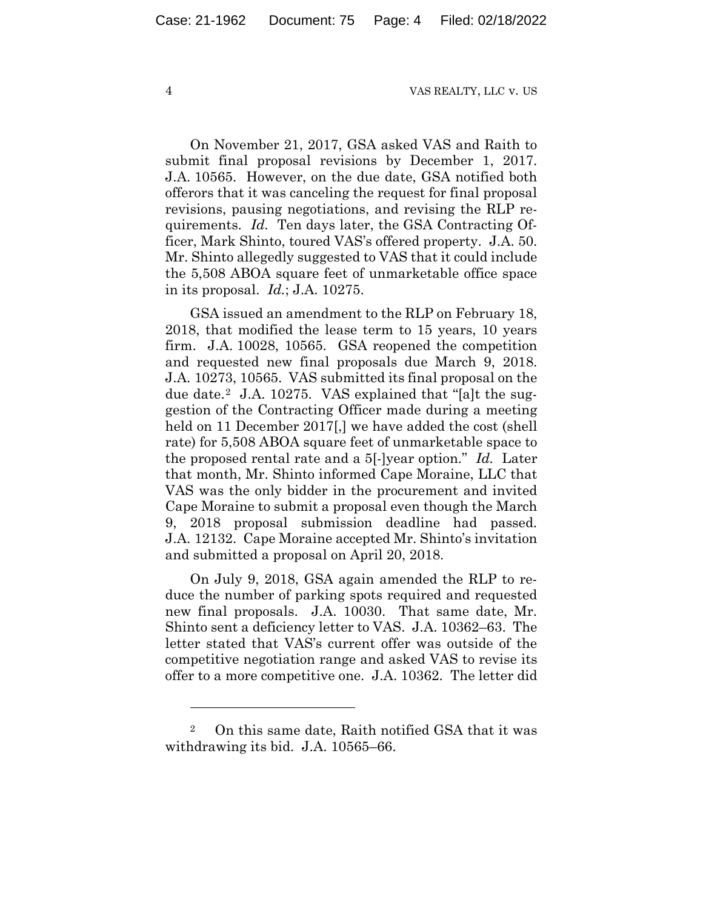On November 21, 2017, GSA asked VAS and Raith to submit final proposal revisions by December 1, 2017. J.A. 10565. However, on the due date, GSA notified both offerors that it was canceling the request for final proposal revisions, pausing negotiations, and revising the RLP requirements. *Id.* Ten days later, the GSA Contracting Officer, Mark Shinto, toured VAS's offered property. J.A. 50. Mr. Shinto allegedly suggested to VAS that it could include the 5,508 ABOA square feet of unmarketable office space in its proposal. *Id.*; J.A. 10275.

GSA issued an amendment to the RLP on February 18, 2018, that modified the lease term to 15 years, 10 years firm. J.A. 10028, 10565. GSA reopened the competition and requested new final proposals due March 9, 2018. J.A. 10273, 10565. VAS submitted its final proposal on the due date.[2] J.A. 10275. VAS explained that "[a]t the suggestion of the Contracting Officer made during a meeting held on 11 December 2017[,] we have added the cost (shell rate) for 5,508 ABOA square feet of unmarketable space to the proposed rental rate and a 5[-]year option." *Id.* Later that month, Mr. Shinto informed Cape Moraine, LLC that VAS was the only bidder in the procurement and invited Cape Moraine to submit a proposal even though the March 9, 2018 proposal submission deadline had passed. J.A. 12132. Cape Moraine accepted Mr. Shinto's invitation and submitted a proposal on April 20, 2018.

On July 9, 2018, GSA again amended the RLP to reduce the number of parking spots required and requested new final proposals. J.A. 10030. That same date, Mr. Shinto sent a deficiency letter to VAS. J.A. 10362–63. The letter stated that VAS's current offer was outside of the competitive negotiation range and asked VAS to revise its offer to a more competitive one. J.A. 10362. The letter did

[2] On this same date, Raith notified GSA that it was withdrawing its bid. J.A. 10565–66.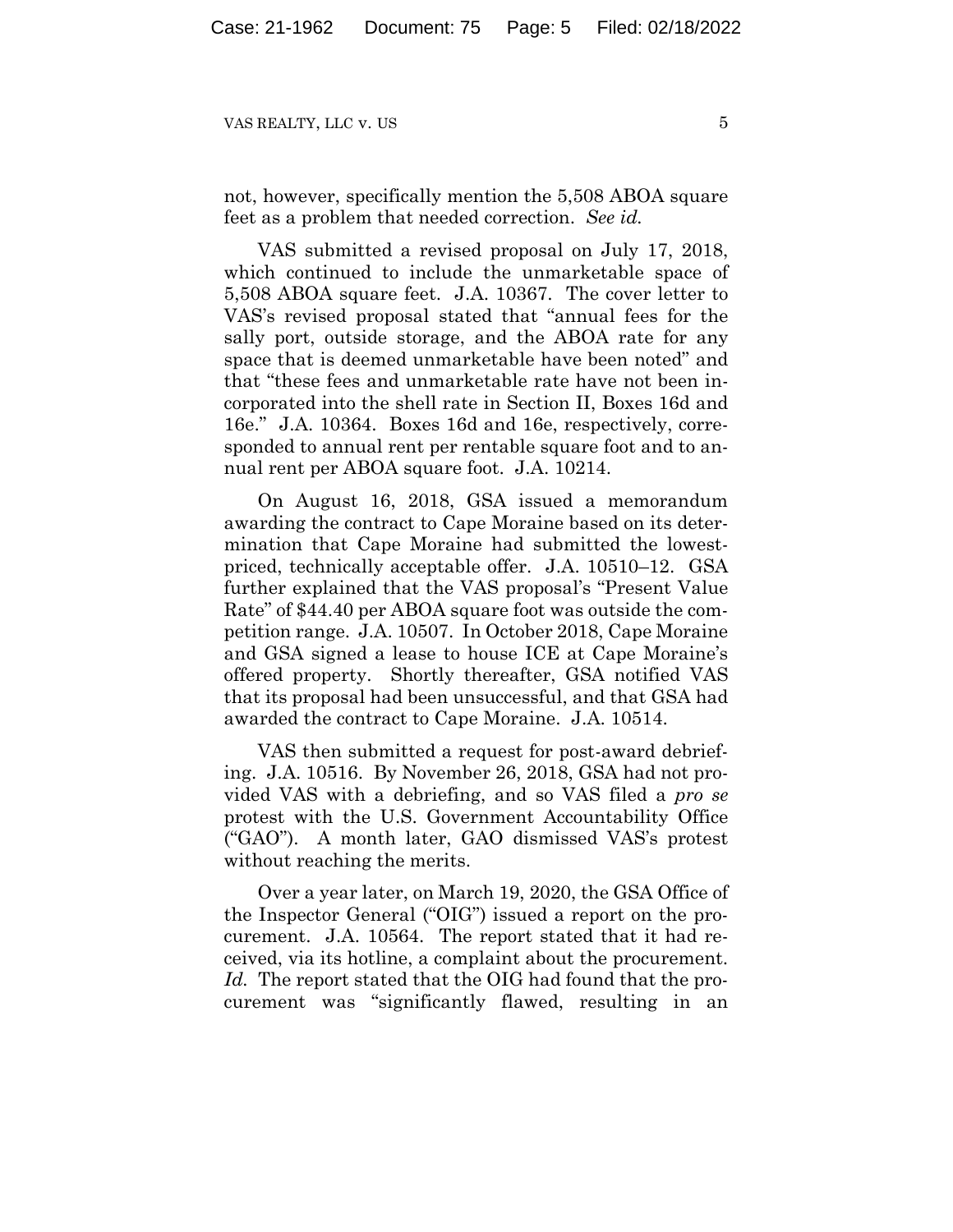not, however, specifically mention the 5,508 ABOA square feet as a problem that needed correction. *See id.*

VAS submitted a revised proposal on July 17, 2018, which continued to include the unmarketable space of 5,508 ABOA square feet. J.A. 10367. The cover letter to VAS's revised proposal stated that "annual fees for the sally port, outside storage, and the ABOA rate for any space that is deemed unmarketable have been noted" and that "these fees and unmarketable rate have not been incorporated into the shell rate in Section II, Boxes 16d and 16e." J.A. 10364. Boxes 16d and 16e, respectively, corresponded to annual rent per rentable square foot and to annual rent per ABOA square foot. J.A. 10214.

On August 16, 2018, GSA issued a memorandum awarding the contract to Cape Moraine based on its determination that Cape Moraine had submitted the lowest-priced, technically acceptable offer. J.A. 10510–12. GSA further explained that the VAS proposal's "Present Value Rate" of $44.40 per ABOA square foot was outside the competition range. J.A. 10507. In October 2018, Cape Moraine and GSA signed a lease to house ICE at Cape Moraine's offered property. Shortly thereafter, GSA notified VAS that its proposal had been unsuccessful, and that GSA had awarded the contract to Cape Moraine. J.A. 10514.

VAS then submitted a request for post-award debriefing. J.A. 10516. By November 26, 2018, GSA had not provided VAS with a debriefing, and so VAS filed a *pro se* protest with the U.S. Government Accountability Office ("GAO"). A month later, GAO dismissed VAS's protest without reaching the merits.

Over a year later, on March 19, 2020, the GSA Office of the Inspector General ("OIG") issued a report on the procurement. J.A. 10564. The report stated that it had received, via its hotline, a complaint about the procurement. *Id.* The report stated that the OIG had found that the procurement was "significantly flawed, resulting in an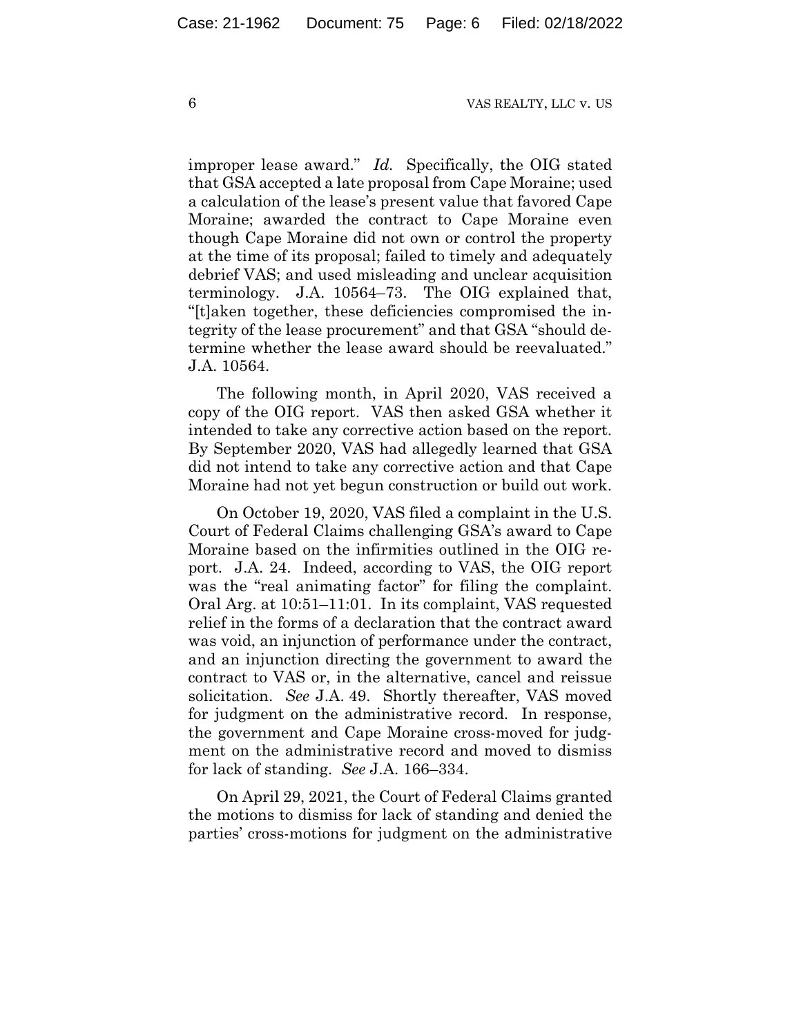improper lease award." *Id.* Specifically, the OIG stated that GSA accepted a late proposal from Cape Moraine; used a calculation of the lease's present value that favored Cape Moraine; awarded the contract to Cape Moraine even though Cape Moraine did not own or control the property at the time of its proposal; failed to timely and adequately debrief VAS; and used misleading and unclear acquisition terminology. J.A. 10564–73. The OIG explained that, "[t]aken together, these deficiencies compromised the integrity of the lease procurement" and that GSA "should determine whether the lease award should be reevaluated." J.A. 10564.

The following month, in April 2020, VAS received a copy of the OIG report. VAS then asked GSA whether it intended to take any corrective action based on the report. By September 2020, VAS had allegedly learned that GSA did not intend to take any corrective action and that Cape Moraine had not yet begun construction or build out work.

On October 19, 2020, VAS filed a complaint in the U.S. Court of Federal Claims challenging GSA's award to Cape Moraine based on the infirmities outlined in the OIG report. J.A. 24. Indeed, according to VAS, the OIG report was the "real animating factor" for filing the complaint. Oral Arg. at 10:51–11:01. In its complaint, VAS requested relief in the forms of a declaration that the contract award was void, an injunction of performance under the contract, and an injunction directing the government to award the contract to VAS or, in the alternative, cancel and reissue solicitation. *See* J.A. 49. Shortly thereafter, VAS moved for judgment on the administrative record. In response, the government and Cape Moraine cross-moved for judgment on the administrative record and moved to dismiss for lack of standing. *See* J.A. 166–334.

On April 29, 2021, the Court of Federal Claims granted the motions to dismiss for lack of standing and denied the parties' cross-motions for judgment on the administrative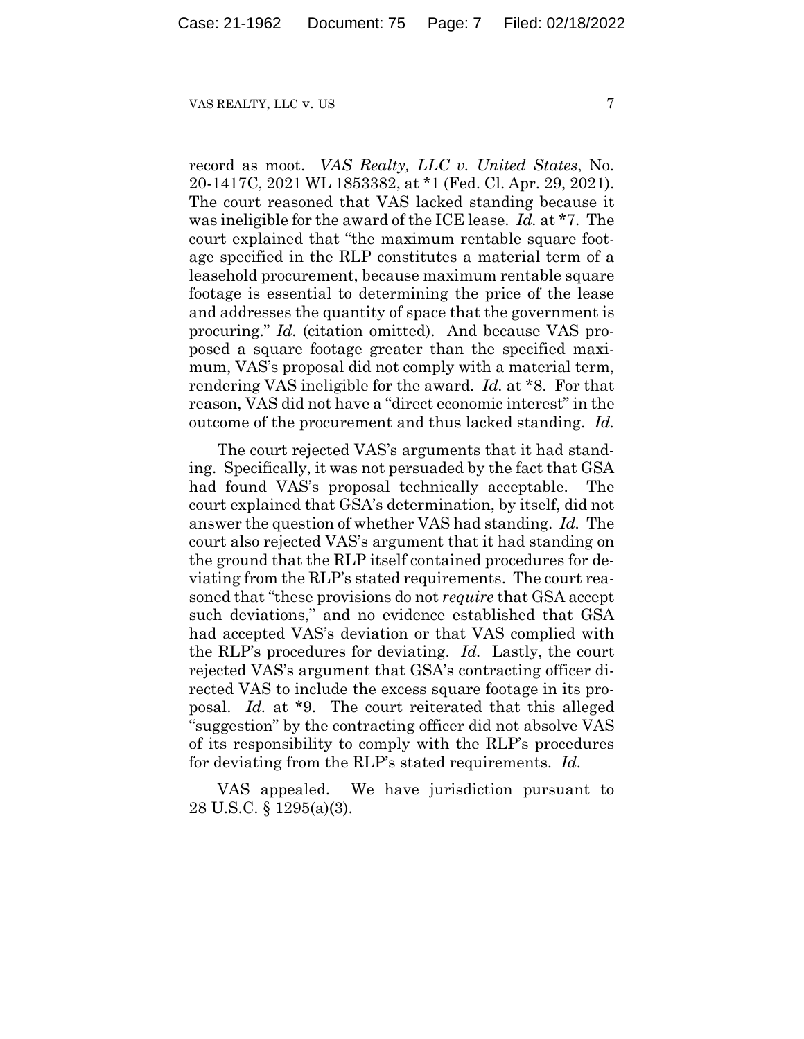record as moot. *VAS Realty, LLC v. United States*, No. 20-1417C, 2021 WL 1853382, at *1 (Fed. Cl. Apr. 29, 2021). The court reasoned that VAS lacked standing because it was ineligible for the award of the ICE lease. *Id.* at *7. The court explained that "the maximum rentable square footage specified in the RLP constitutes a material term of a leasehold procurement, because maximum rentable square footage is essential to determining the price of the lease and addresses the quantity of space that the government is procuring." *Id.* (citation omitted). And because VAS proposed a square footage greater than the specified maximum, VAS's proposal did not comply with a material term, rendering VAS ineligible for the award. *Id.* at *8. For that reason, VAS did not have a "direct economic interest" in the outcome of the procurement and thus lacked standing. *Id.*

The court rejected VAS's arguments that it had standing. Specifically, it was not persuaded by the fact that GSA had found VAS's proposal technically acceptable. The court explained that GSA's determination, by itself, did not answer the question of whether VAS had standing. *Id.* The court also rejected VAS's argument that it had standing on the ground that the RLP itself contained procedures for deviating from the RLP's stated requirements. The court reasoned that "these provisions do not *require* that GSA accept such deviations," and no evidence established that GSA had accepted VAS's deviation or that VAS complied with the RLP's procedures for deviating. *Id.* Lastly, the court rejected VAS's argument that GSA's contracting officer directed VAS to include the excess square footage in its proposal. *Id.* at *9. The court reiterated that this alleged "suggestion" by the contracting officer did not absolve VAS of its responsibility to comply with the RLP's procedures for deviating from the RLP's stated requirements. *Id.*

VAS appealed. We have jurisdiction pursuant to 28 U.S.C. § 1295(a)(3).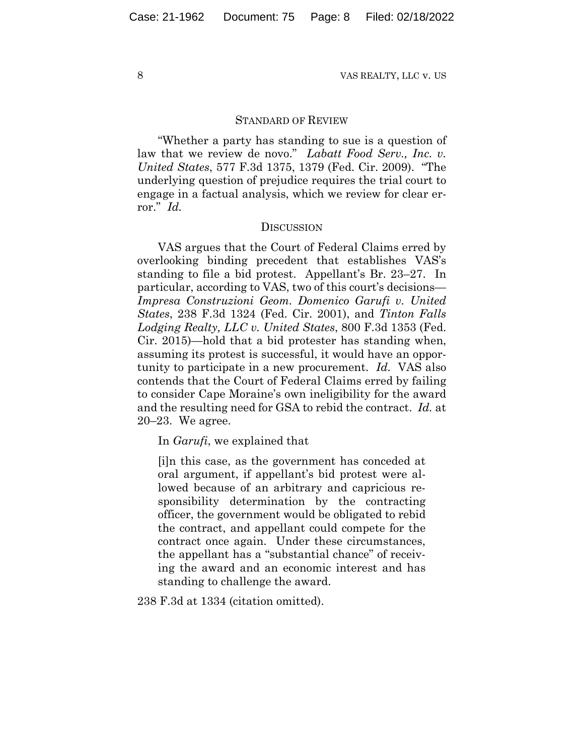## STANDARD OF REVIEW

"Whether a party has standing to sue is a question of law that we review de novo." *Labatt Food Serv., Inc. v. United States*, 577 F.3d 1375, 1379 (Fed. Cir. 2009). "The underlying question of prejudice requires the trial court to engage in a factual analysis, which we review for clear error." *Id.*

## DISCUSSION

VAS argues that the Court of Federal Claims erred by overlooking binding precedent that establishes VAS's standing to file a bid protest. Appellant's Br. 23–27. In particular, according to VAS, two of this court's decisions—*Impresa Construzioni Geom. Domenico Garufi v. United States*, 238 F.3d 1324 (Fed. Cir. 2001), and *Tinton Falls Lodging Realty, LLC v. United States*, 800 F.3d 1353 (Fed. Cir. 2015)—hold that a bid protester has standing when, assuming its protest is successful, it would have an opportunity to participate in a new procurement. *Id.* VAS also contends that the Court of Federal Claims erred by failing to consider Cape Moraine's own ineligibility for the award and the resulting need for GSA to rebid the contract. *Id.* at 20–23. We agree.

In *Garufi*, we explained that

> [i]n this case, as the government has conceded at oral argument, if appellant's bid protest were allowed because of an arbitrary and capricious responsibility determination by the contracting officer, the government would be obligated to rebid the contract, and appellant could compete for the contract once again. Under these circumstances, the appellant has a "substantial chance" of receiving the award and an economic interest and has standing to challenge the award.

238 F.3d at 1334 (citation omitted).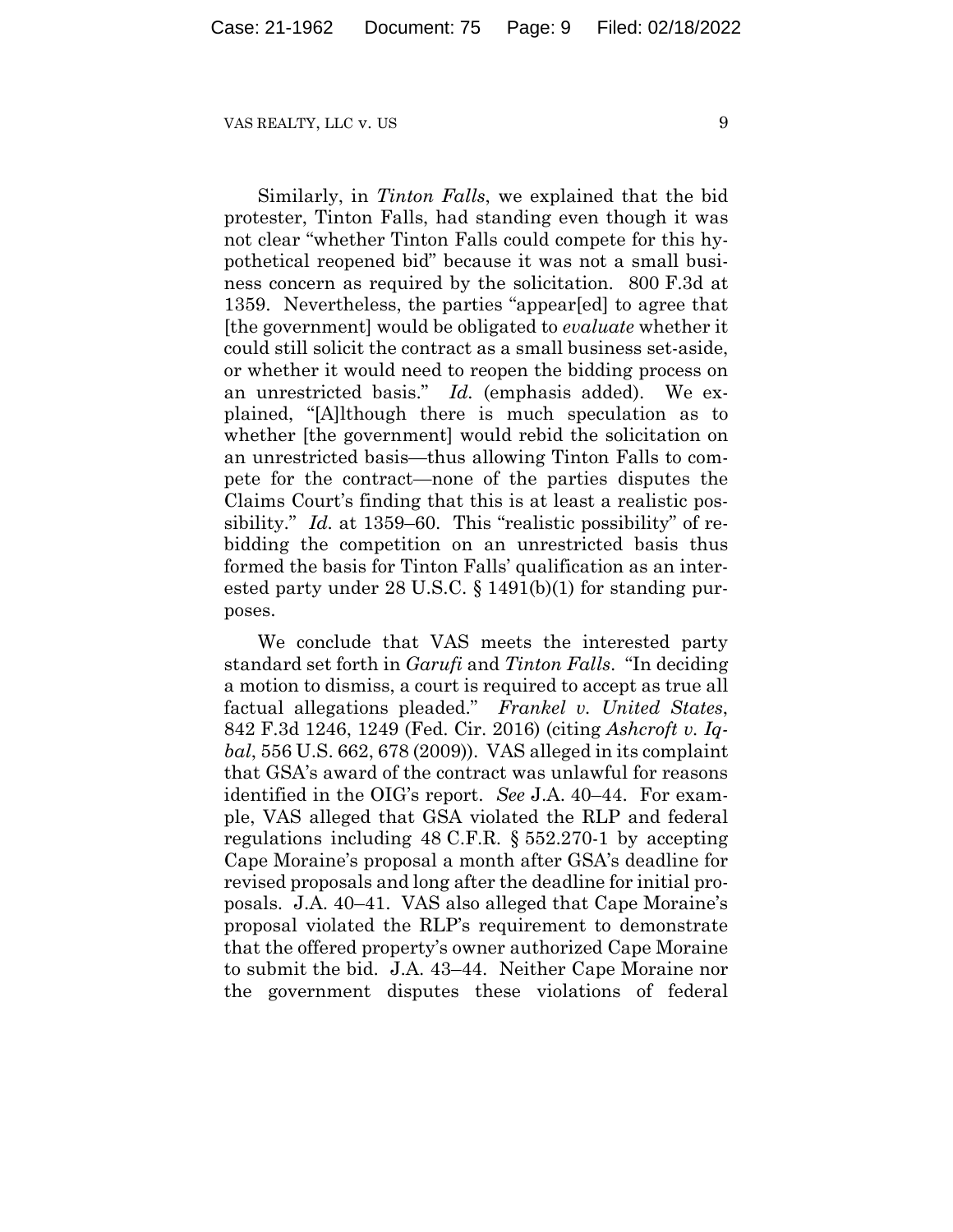Similarly, in *Tinton Falls*, we explained that the bid protester, Tinton Falls, had standing even though it was not clear "whether Tinton Falls could compete for this hypothetical reopened bid" because it was not a small business concern as required by the solicitation. 800 F.3d at 1359. Nevertheless, the parties "appear[ed] to agree that [the government] would be obligated to *evaluate* whether it could still solicit the contract as a small business set-aside, or whether it would need to reopen the bidding process on an unrestricted basis." *Id.* (emphasis added). We explained, "[A]lthough there is much speculation as to whether [the government] would rebid the solicitation on an unrestricted basis—thus allowing Tinton Falls to compete for the contract—none of the parties disputes the Claims Court's finding that this is at least a realistic possibility." *Id.* at 1359–60. This "realistic possibility" of rebidding the competition on an unrestricted basis thus formed the basis for Tinton Falls' qualification as an interested party under 28 U.S.C. § 1491(b)(1) for standing purposes.

We conclude that VAS meets the interested party standard set forth in *Garufi* and *Tinton Falls*. "In deciding a motion to dismiss, a court is required to accept as true all factual allegations pleaded." *Frankel v. United States*, 842 F.3d 1246, 1249 (Fed. Cir. 2016) (citing *Ashcroft v. Iqbal*, 556 U.S. 662, 678 (2009)). VAS alleged in its complaint that GSA's award of the contract was unlawful for reasons identified in the OIG's report. *See* J.A. 40–44. For example, VAS alleged that GSA violated the RLP and federal regulations including 48 C.F.R. § 552.270-1 by accepting Cape Moraine's proposal a month after GSA's deadline for revised proposals and long after the deadline for initial proposals. J.A. 40–41. VAS also alleged that Cape Moraine's proposal violated the RLP's requirement to demonstrate that the offered property's owner authorized Cape Moraine to submit the bid. J.A. 43–44. Neither Cape Moraine nor the government disputes these violations of federal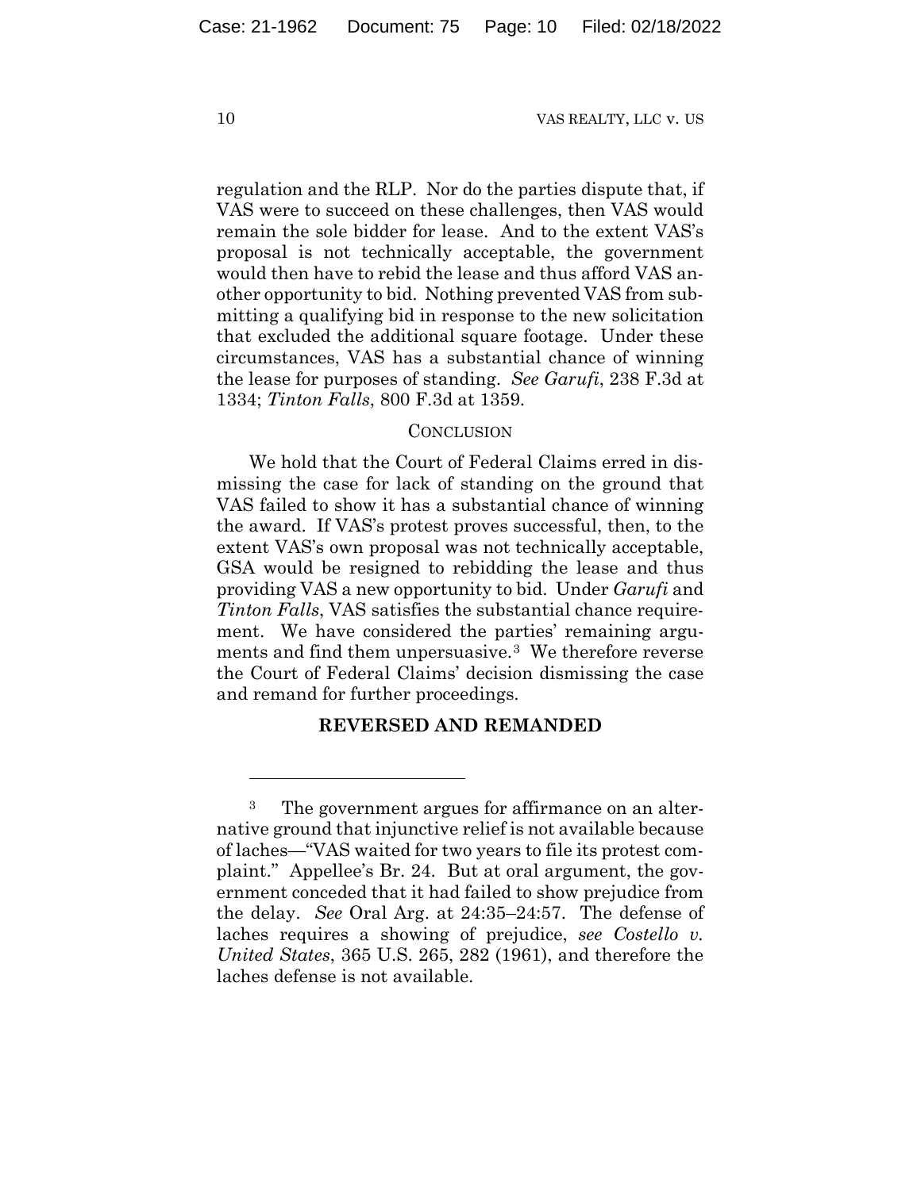regulation and the RLP. Nor do the parties dispute that, if VAS were to succeed on these challenges, then VAS would remain the sole bidder for lease. And to the extent VAS's proposal is not technically acceptable, the government would then have to rebid the lease and thus afford VAS another opportunity to bid. Nothing prevented VAS from submitting a qualifying bid in response to the new solicitation that excluded the additional square footage. Under these circumstances, VAS has a substantial chance of winning the lease for purposes of standing. *See Garufi*, 238 F.3d at 1334; *Tinton Falls*, 800 F.3d at 1359.

## CONCLUSION

We hold that the Court of Federal Claims erred in dismissing the case for lack of standing on the ground that VAS failed to show it has a substantial chance of winning the award. If VAS's protest proves successful, then, to the extent VAS's own proposal was not technically acceptable, GSA would be resigned to rebidding the lease and thus providing VAS a new opportunity to bid. Under *Garufi* and *Tinton Falls*, VAS satisfies the substantial chance requirement. We have considered the parties' remaining arguments and find them unpersuasive.[3] We therefore reverse the Court of Federal Claims' decision dismissing the case and remand for further proceedings.

**REVERSED AND REMANDED**

---

[3] The government argues for affirmance on an alternative ground that injunctive relief is not available because of laches—"VAS waited for two years to file its protest complaint." Appellee's Br. 24. But at oral argument, the government conceded that it had failed to show prejudice from the delay. *See* Oral Arg. at 24:35–24:57. The defense of laches requires a showing of prejudice, *see Costello v. United States*, 365 U.S. 265, 282 (1961), and therefore the laches defense is not available.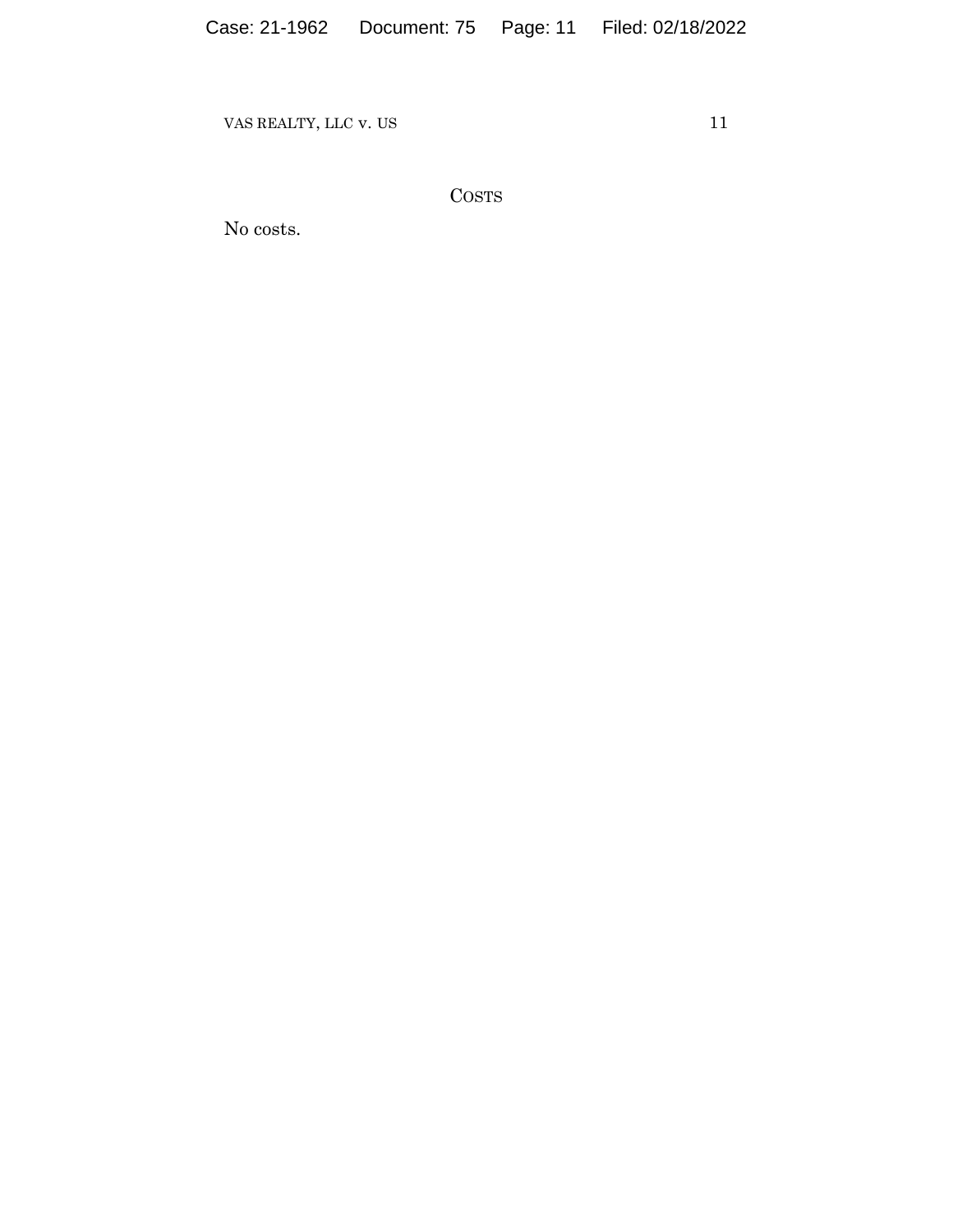## COSTS

No costs.